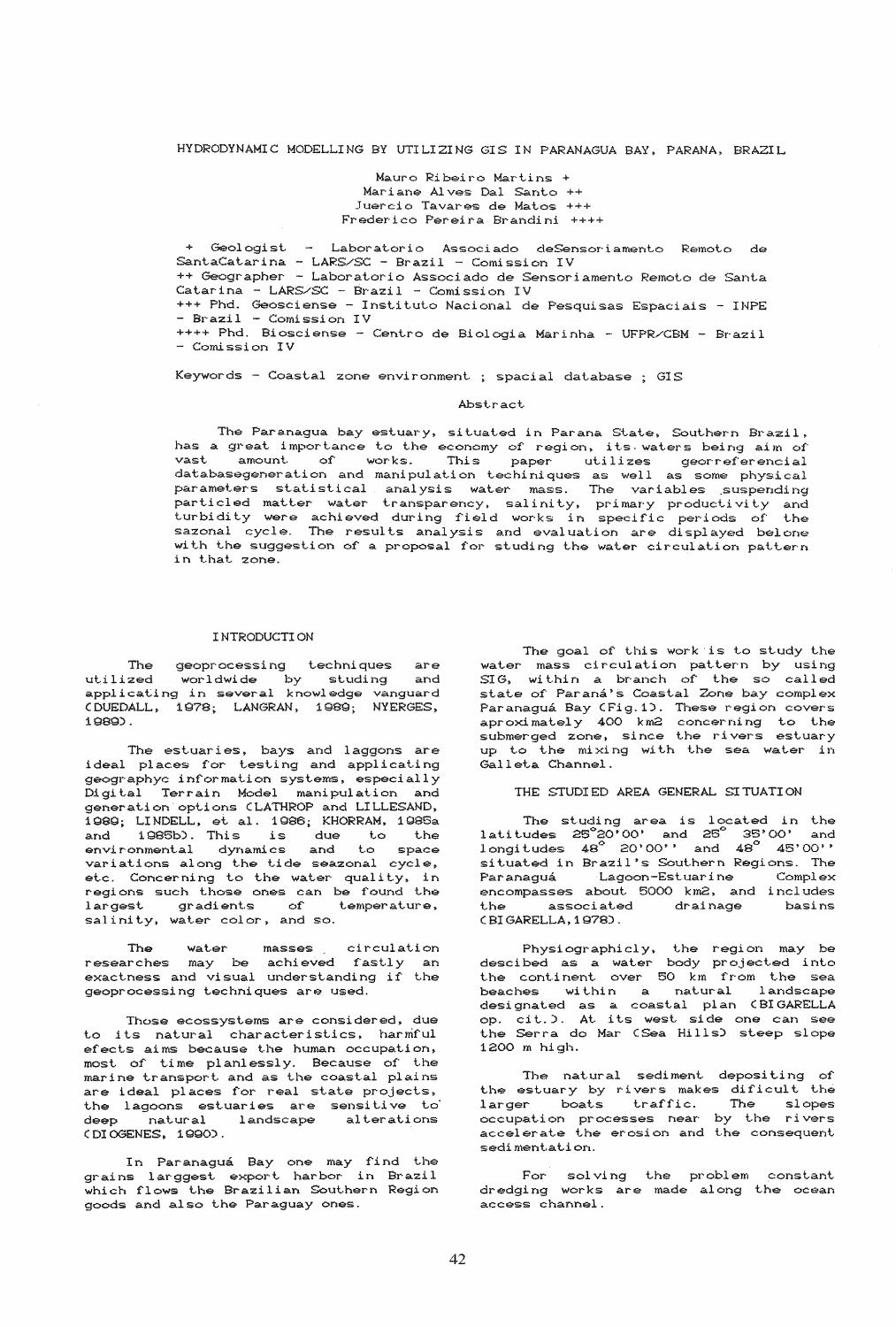# HYDRODYNAMIC MODELLING BY UTILIZING GIS IN PARANAGUA BAY, PARANA, BRAZIL

Mauro Ribeiro Martins +
Mariane Alves Dal Santo ++
Juercio Tavares de Matos +++
Frederico Pereira Brandini ++++

\+ Geologist - Laboratorio Associado deSensoriamento Remoto de SantaCatarina - LARS/SC - Brazil - Comission IV
++ Geographer - Laboratorio Associado de Sensoriamento Remoto de Santa Catarina - LARS/SC - Brazil - Comission IV
+++ Phd. Geosciense - Instituto Nacional de Pesquisas Espaciais - INPE - Brazil - Comission IV
++++ Phd. Biosciense - Centro de Biologia Marinha - UFPR/CBM - Brazil - Comission IV

Keywords - Coastal zone environment ; spacial database ; GIS

## Abstract

The Paranagua bay estuary, situated in Parana State, Southern Brazil, has a great importance to the economy of region, its waters being aim of vast amount of works. This paper utilizes georreferencial databasegeneration and manipulation techiniques as well as some physical parameters statistical analysis water mass. The variables suspending particled matter water transparency, salinity, primary productivity and turbidity were achieved during field works in specific periods of the sazonal cycle. The results analysis and evaluation are displayed belone with the suggestion of a proposal for studing the water circulation pattern in that zone.

## INTRODUCTION

The geoprocessing techniques are utilized worldwide by studing and applicating in several knowledge vanguard (DUEDALL, 1978; LANGRAN, 1989; NYERGES, 1989).

The estuaries, bays and laggons are ideal places for testing and applicating geographyc information systems, especially Digital Terrain Model manipulation and generation options (LATHROP and LILLESAND, 1989; LINDELL, et al. 1986; KHORRAM, 1985a and 1985b). This is due to the environmental dynamics and to space variations along the tide seazonal cycle, etc. Concerning to the water quality, in regions such those ones can be found the largest gradients of temperature, salinity, water color, and so.

The water masses circulation researches may be achieved fastly an exactness and visual understanding if the geoprocessing techniques are used.

Those ecossystems are considered, due to its natural characteristics, harmful efects aims because the human occupation, most of time planlessly. Because of the marine transport and as the coastal plains are ideal places for real state projects, the lagoons estuaries are sensitive to deep natural landscape alterations (DIOGENES, 1990).

In Paranaguá Bay one may find the grains larggest export harbor in Brazil which flows the Brazilian Southern Region goods and also the Paraguay ones.

The goal of this work is to study the water mass circulation pattern by using SIG, within a branch of the so called state of Paraná's Coastal Zone bay complex Paranaguá Bay (Fig.1). These region covers aproximately 400 km2 concerning to the submerged zone, since the rivers estuary up to the mixing with the sea water in Galleta Channel.

## THE STUDIED AREA GENERAL SITUATION

The studing area is located in the latitudes 25°20'00' and 25° 35'00' and longitudes 48° 20'00'' and 48° 45'00'' situated in Brazil's Southern Regions. The Paranaguá Lagoon-Estuarine Complex encompasses about 5000 km2, and includes the associated drainage basins (BIGARELLA,1978).

Physiographicly, the region may be descibed as a water body projected into the continent over 50 km from the sea beaches within a natural landscape designated as a coastal plan (BIGARELLA op. cit.). At its west side one can see the Serra do Mar (Sea Hills) steep slope 1200 m high.

The natural sediment depositing of the estuary by rivers makes dificult the larger boats traffic. The slopes occupation processes near by the rivers accelerate the erosion and the consequent sedimentation.

For solving the problem constant dredging works are made along the ocean access channel.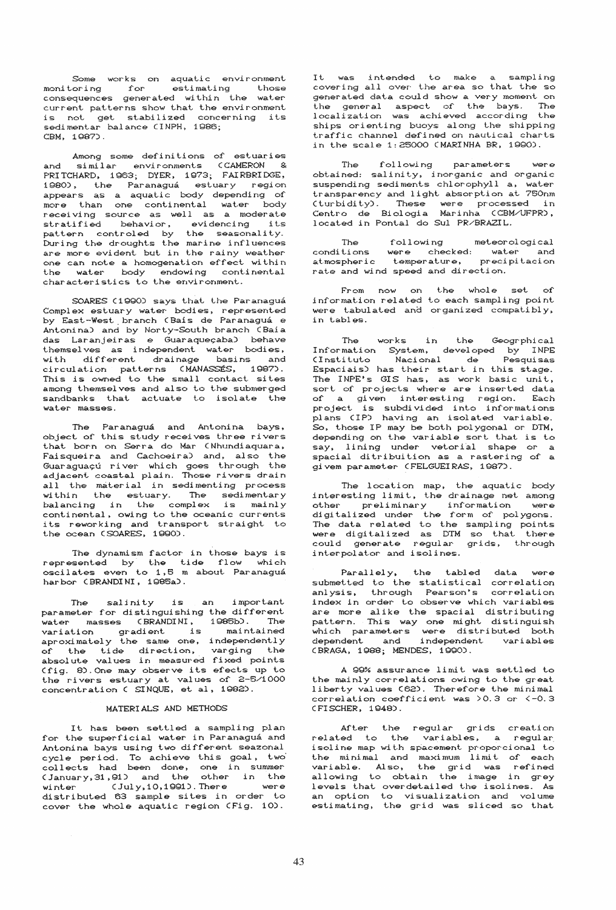Some works on aquatic environment monitoring for estimating those consequences generated within the water current patterns show that the environment is not get stabilized concerning its sedimentar balance (INPH, 1986; CBM, 1987).

Among some definitions of estuaries and similar environments (CAMERON & PRITCHARD, 1963; DYER, 1973; FAIRBRIDGE, 1980), the Paranaguá estuary region appears as a aquatic body depending of more than one continental water body receiving source as well as a moderate stratified behavior, evidencing its pattern controled by the seasonality. During the droughts the marine influences are more evident but in the rainy weather one can note a homogenation effect within the water body endowing continental characteristics to the environment.

SOARES (1990) says that the Paranaguá Complex estuary water bodies, represented by East-West branch (Baís de Paranaguá e Antonina) and by Norty-South branch (Baía das Laranjeiras e Guaraqueçaba) behave themselves as independent water bodies, with different drainage basins and circulation patterns (MANASSÉS, 1987). This is owned to the small contact sites among themselves and also to the submerged sandbanks that actuate to isolate the water masses.

The Paranaguá and Antonina bays, object of this study receives three rivers that born on Serra do Mar (Nhundiaquara, Faisqueira and Cachoeira) and, also the Guaraguaçú river which goes through the adjacent coastal plain. Those rivers drain all the material in sedimenting process within the estuary. The sedimentary balancing in the complex is mainly continental, owing to the oceanic currents its reworking and transport straight to the ocean (SOARES, 1990).

The dynamism factor in those bays is represented by the tide flow which oscilates even to 1,5 m about Paranaguá harbor (BRANDINI, 1985a).

The salinity is an important parameter for distinguishing the different water masses (BRANDINI, 1985b). The variation gradient is maintained aproximately the same one, independently of the tide direction, varging the absolute values in measured fixed points (fig. 8). One may observe its efects up to the rivers estuary at values of 2-5/1000 concentration ( SINQUE, et al, 1982).

## MATERIALS AND METHODS

It has been settled a sampling plan for the superficial water in Paranaguá and Antonina bays using two different seazonal cycle period. To achieve this goal, two collects had been done, one in summer (January,31,91) and the other in the winter (July,10,1991). There were distributed 63 sample sites in order to cover the whole aquatic region (Fig. 10).

It was intended to make a sampling covering all over the area so that the so generated data could show a very moment on the general aspect of the bays. The localization was achieved according the ships orienting buoys along the shipping traffic channel defined on nautical charts in the scale 1:25000 (MARINHA BR, 1990).

The following parameters were obtained: salinity, inorganic and organic suspending sediments chlorophyll a, water transparency and light absorption at 750nm (turbidity). These were processed in Centro de Biologia Marinha (CBM/UFPR), located in Pontal do Sul PR/BRAZIL.

The following meteorological conditions were checked: water and atmospheric temperature, precipitacion rate and wind speed and direction.

From now on the whole set of information related to each sampling point were tabulated and organized compatibly, in tables.

The works in the Geogrphical Information System, developed by INPE (Instituto Nacional de Pesquisas Espaciais) has their start in this stage. The INPE's GIS has, as work basic unit, sort of projects where are inserted data of a given interesting region. Each project is subdivided into informations plans (IP) having an isolated variable. So, those IP may be both polygonal or DTM, depending on the variable sort that is to say, lining under vetorial shape or a spacial ditribuition as a rastering of a givem parameter (FELGUEIRAS, 1987).

The location map, the aquatic body interesting limit, the drainage net among other preliminary information were digitalized under the form of polygons. The data related to the sampling points were digitalized as DTM so that there could generate regular grids, through interpolator and isolines.

Parallely, the tabled data were submetted to the statistical correlation anlysis, through Pearson's correlation index in order to observe which variables are more alike the spacial distributing pattern. This way one might distinguish which parameters were distributed both dependent and independent variables (BRAGA, 1988; MENDES, 1990).

A 99% assurance limit was settled to the mainly correlations owing to the great liberty values (62). Therefore the minimal correlation coefficient was >0.3 or <-0.3 (FISCHER, 1948).

After the regular grids creation related to the variables, a regular isoline map with spacement proporcional to the minimal and maximum limit of each variable. Also, the grid was refined allowing to obtain the image in grey levels that overdetailed the isolines. As an option to visualization and volume estimating, the grid was sliced so that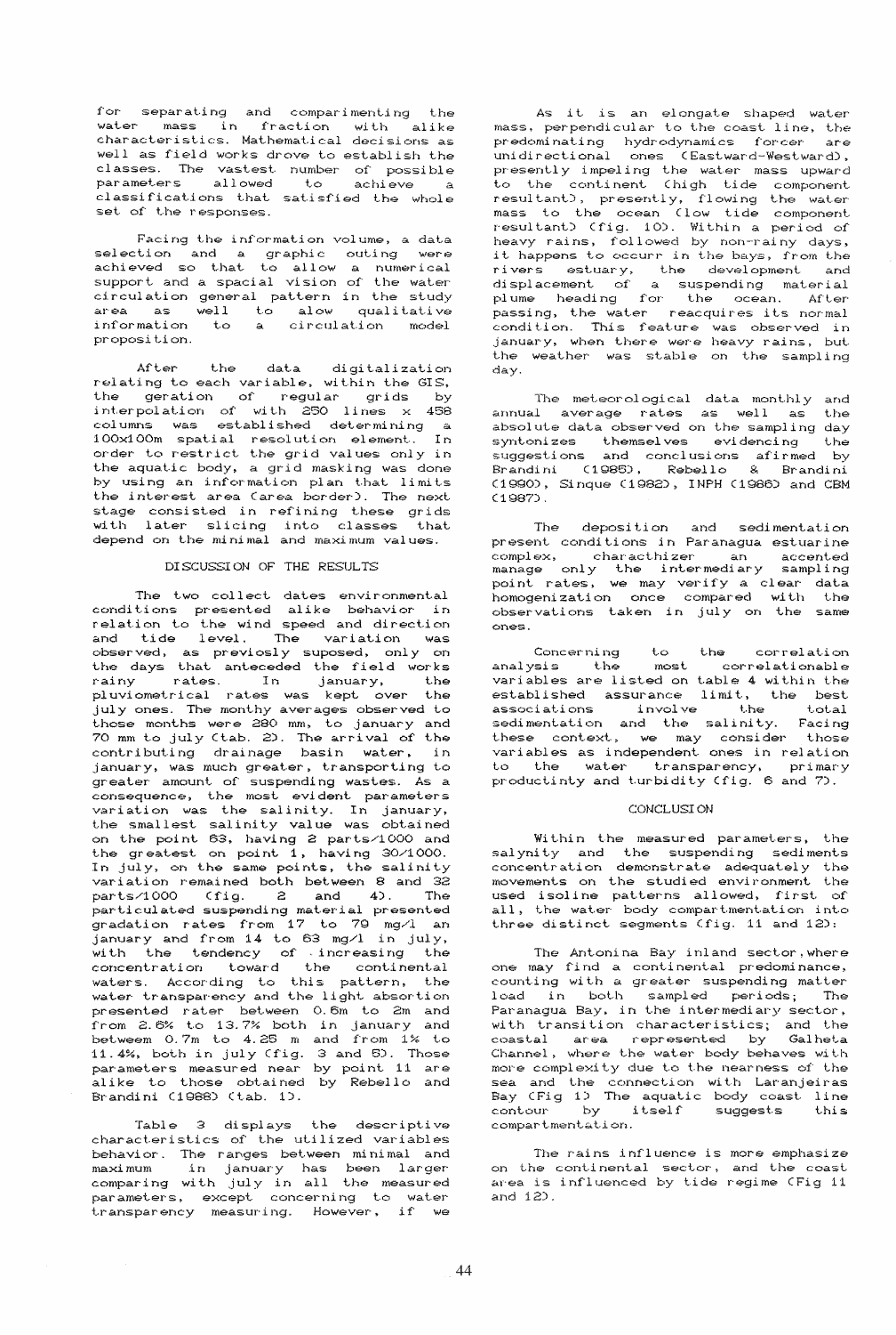for separating and comparimenting the water mass in fraction with alike characteristics. Mathematical decisions as well as field works drove to establish the classes. The vastest number of possible parameters allowed to achieve a classifications that satisfied the whole set of the responses.

Facing the information volume, a data selection and a graphic outing were achieved so that to allow a numerical support and a spacial vision of the water circulation general pattern in the study area as well to alow qualitative information to a circulation model proposition.

After the data digitalization relating to each variable, within the GIS, the geration of regular grids by interpolation of with 250 lines x 458 columns was established determining a 100x100m spatial resolution element. In order to restrict the grid values only in the aquatic body, a grid masking was done by using an information plan that limits the interest area (area border). The next stage consisted in refining these grids with later slicing into classes that depend on the minimal and maximum values.

## DISCUSSION OF THE RESULTS

The two collect dates environmental conditions presented alike behavior in relation to the wind speed and direction and tide level. The variation was observed, as previosly suposed, only on the days that anteceded the field works rainy rates. In january, the pluviometrical rates was kept over the july ones. The monthy averages observed to those months were 280 mm, to january and 70 mm to july (tab. 2). The arrival of the contributing drainage basin water, in january, was much greater, transporting to greater amount of suspending wastes. As a consequence, the most evident parameters variation was the salinity. In january, the smallest salinity value was obtained on the point 63, having 2 parts/1000 and the greatest on point 1, having 30/1000. In july, on the same points, the salinity variation remained both between 8 and 32 parts/1000 (fig. 2 and 4). The particulated suspending material presented gradation rates from 17 to 79 mg/l an january and from 14 to 63 mg/l in july, with the tendency of increasing the concentration toward the continental waters. According to this pattern, the water transparency and the light absortion presented rater between 0.6m to 2m and from 2.6% to 13.7% both in january and betweem 0.7m to 4.25 m and from 1% to 11.4%, both in july (fig. 3 and 5). Those parameters measured near by point 11 are alike to those obtained by Rebello and Brandini (1988) (tab. 1).

Table 3 displays the descriptive characteristics of the utilized variables behavior. The ranges between minimal and maximum in january has been larger comparing with july in all the measured parameters, except concerning to water transparency measuring. However, if we

As it is an elongate shaped water mass, perpendicular to the coast line, the predominating hydrodynamics forcer are unidirectional ones (Eastward-Westward), presently impeling the water mass upward to the continent (high tide component resultant), presently, flowing the water mass to the ocean (low tide component resultant) (fig. 10). Within a period of heavy rains, followed by non-rainy days, it happens to occurr in the bays, from the rivers estuary, the development and displacement of a suspending material plume heading for the ocean. After passing, the water reacquires its normal condition. This feature was observed in january, when there were heavy rains, but the weather was stable on the sampling day.

The meteorological data monthly and annual average rates as well as the absolute data observed on the sampling day syntonizes themselves evidencing the suggestions and conclusions afirmed by Brandini (1985), Rebello & Brandini (1990), Sinque (1982), INPH (1986) and CBM (1987).

The deposition and sedimentation present conditions in Paranagua estuarine complex, characthizer an accented manage only the intermediary sampling point rates, we may verify a clear data homogenization once compared with the observations taken in july on the same ones.

Concerning to the correlation analysis the most correlationable variables are listed on table 4 within the established assurance limit, the best associations involve the total sedimentation and the salinity. Facing these context, we may consider those variables as independent ones in relation to the water transparency, primary productinty and turbidity (fig. 6 and 7).

## CONCLUSION

Within the measured parameters, the salynity and the suspending sediments concentration demonstrate adequately the movements on the studied environment the used isoline patterns allowed, first of all, the water body compartmentation into three distinct segments (fig. 11 and 12):

The Antonina Bay inland sector, where one may find a continental predominance, counting with a greater suspending matter load in both sampled periods; The Paranagua Bay, in the intermediary sector, with transition characteristics; and the coastal area represented by Galheta Channel, where the water body behaves with more complexity due to the nearness of the sea and the connection with Laranjeiras Bay (Fig 1) The aquatic body coast line contour by itself suggests this compartmentation.

The rains influence is more emphasize on the continental sector, and the coast area is influenced by tide regime (Fig 11 and 12).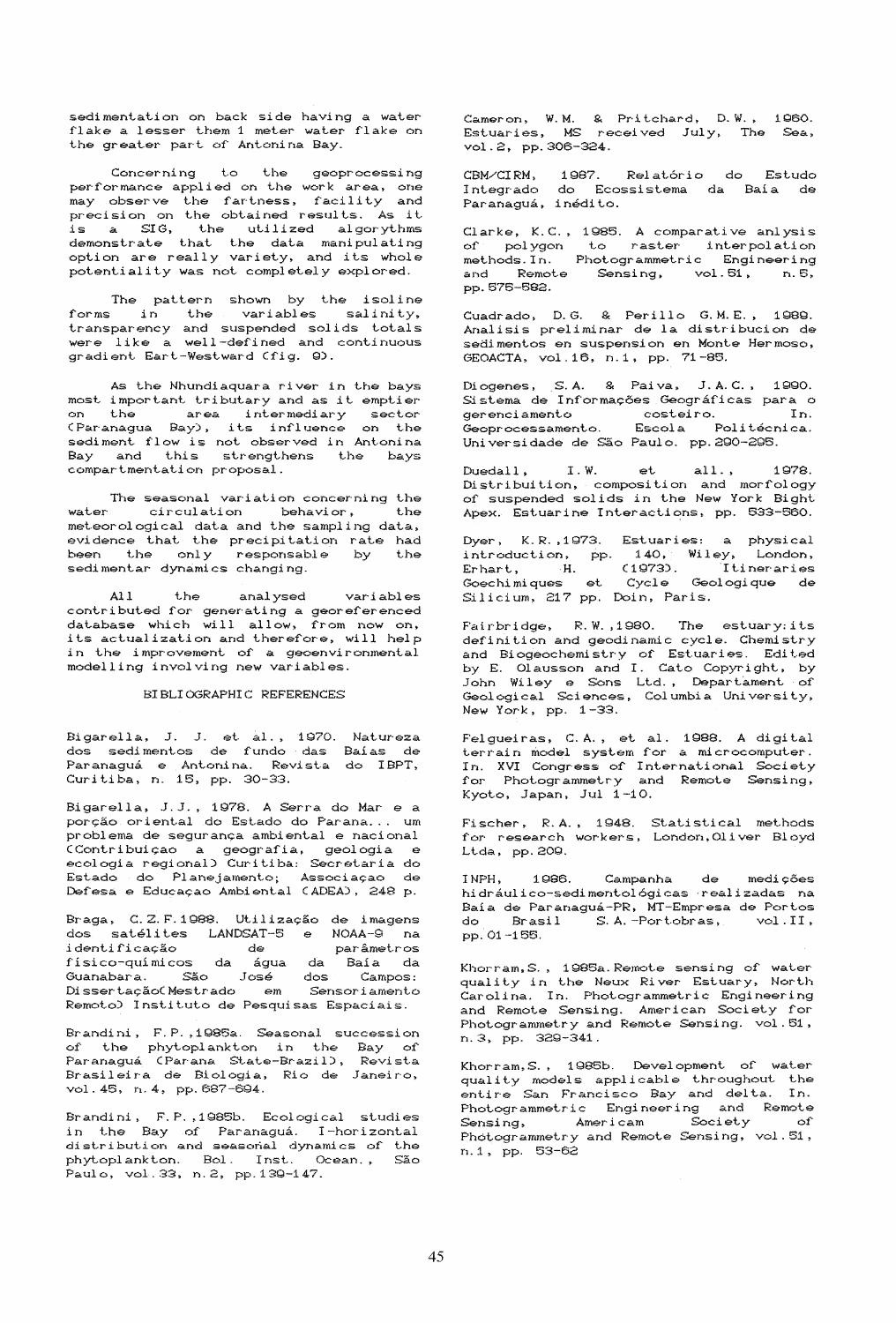sedimentation on back side having a water flake a lesser them 1 meter water flake on the greater part of Antonina Bay.

Concerning to the geoprocessing performance applied on the work area, one may observe the fartness, facility and precision on the obtained results. As it is a SIG, the utilized algorythms demonstrate that the data manipulating option are really variety, and its whole potentiality was not completely explored.

The pattern shown by the isoline forms in the variables salinity, transparency and suspended solids totals were like a well-defined and continuous gradient Eart-Westward (fig. 9).

As the Nhundiaquara river in the bays most important tributary and as it is emptier on the area intermediary sector (Paranagua Bay), its influence on the sediment flow is not observed in Antonina Bay and this strengthens the bays compartmentation proposal.

The seasonal variation concerning the water circulation behavior, the meteorological data and the sampling data, evidence that the precipitation rate had been the only responsable by the sedimentar dynamics changing.

All the analysed variables contributed for generating a georeferenced database which will allow, from now on, its actualization and therefore, will help in the improvement of a geoenvironmental modelling involving new variables.

## BIBLIOGRAPHIC REFERENCES

Bigarella, J. J. et al., 1970. Natureza dos sedimentos de fundo das Baías de Paranaguá e Antonina. Revista do IBPT, Curitiba, n. 15, pp. 30-33.

Bigarella, J.J., 1978. A Serra do Mar e a porção oriental do Estado do Parana... um problema de segurança ambiental e nacional (Contribuiçao a geografia, geologia e ecologia regional) Curitiba: Secretaria do Estado do Planejamento; Associaçao de Defesa e Educaçao Ambiental (ADEA), 248 p.

Braga, C.Z.F.1988. Utilização de imagens dos satélites LANDSAT-5 e NOAA-9 na identificação de parâmetros físico-químicos da água da Baía da Guanabara. São José dos Campos: Dissertação(Mestrado em Sensoriamento Remoto) Instituto de Pesquisas Espaciais.

Brandini, F.P.,1985a. Seasonal succession of the phytoplankton in the Bay of Paranaguá (Parana State-Brazil), Revista Brasileira de Biologia, Rio de Janeiro, vol.45, n.4, pp.687-694.

Brandini, F.P.,1985b. Ecological studies in the Bay of Paranaguá. I-horizontal distribution and seasonal dynamics of the phytoplankton. Bol. Inst. Ocean., São Paulo, vol.33, n.2, pp.139-147.

Cameron, W.M. & Pritchard, D.W., 1960. Estuaries, MS received July, The Sea, vol.2, pp.306-324.

CBM/CIRM, 1987. Relatório do Estudo Integrado do Ecossistema da Baía de Paranaguá, inédito.

Clarke, K.C., 1985. A comparative anlysis of polygon to raster interpolation methods.In. Photogrammetric Engineering and Remote Sensing, vol.51, n.5, pp.575-582.

Cuadrado, D.G. & Perillo G.M.E., 1989. Analisis preliminar de la distribucion de sedimentos en suspension en Monte Hermoso, GEOACTA, vol.16, n.1, pp. 71-85.

Diogenes, S.A. & Paiva, J.A.C., 1990. Sistema de Informações Geográficas para o gerenciamento costeiro. In. Geoprocessamento. Escola Politécnica. Universidade de São Paulo. pp.290-295.

Duedall, I.W. et all., 1978. Distribuition, composition and morfology of suspended solids in the New York Bight Apex. Estuarine Interactions, pp. 533-560.

Dyer, K.R.,1973. Estuaries: a physical introduction, pp. 140, Wiley, London, Erhart, H. (1973). Itineraries Goechimiques et Cycle Geologique de Silicium, 217 pp. Doin, Paris.

Fairbridge, R.W.,1980. The estuary:its definition and geodinamic cycle. Chemistry and Biogeochemistry of Estuaries. Edited by E. Olausson and I. Cato Copyright, by John Wiley e Sons Ltd., Departament of Geological Sciences, Columbia University, New York, pp. 1-33.

Felgueiras, C.A., et al. 1988. A digital terrain model system for a microcomputer. In. XVI Congress of International Society for Photogrammetry and Remote Sensing, Kyoto, Japan, Jul 1-10.

Fischer, R.A., 1948. Statistical methods for research workers, London,Oliver Bloyd Ltda, pp.209.

INPH, 1986. Campanha de medições hidráulico-sedimentológicas realizadas na Baía de Paranaguá-PR, MT-Empresa de Portos do Brasil S.A.-Portobras, vol.II, pp.01-155.

Khorram,S., 1985a.Remote sensing of water quality in the Neux River Estuary, North Carolina. In. Photogrammetric Engineering and Remote Sensing. American Society for Photogrammetry and Remote Sensing. vol.51, n.3, pp. 329-341.

Khorram,S., 1985b. Development of water quality models applicable throughout the entire San Francisco Bay and delta. In. Photogrammetric Engineering and Remote Sensing, Americam Society of Photogrammetry and Remote Sensing, vol.51, n.1, pp. 53-62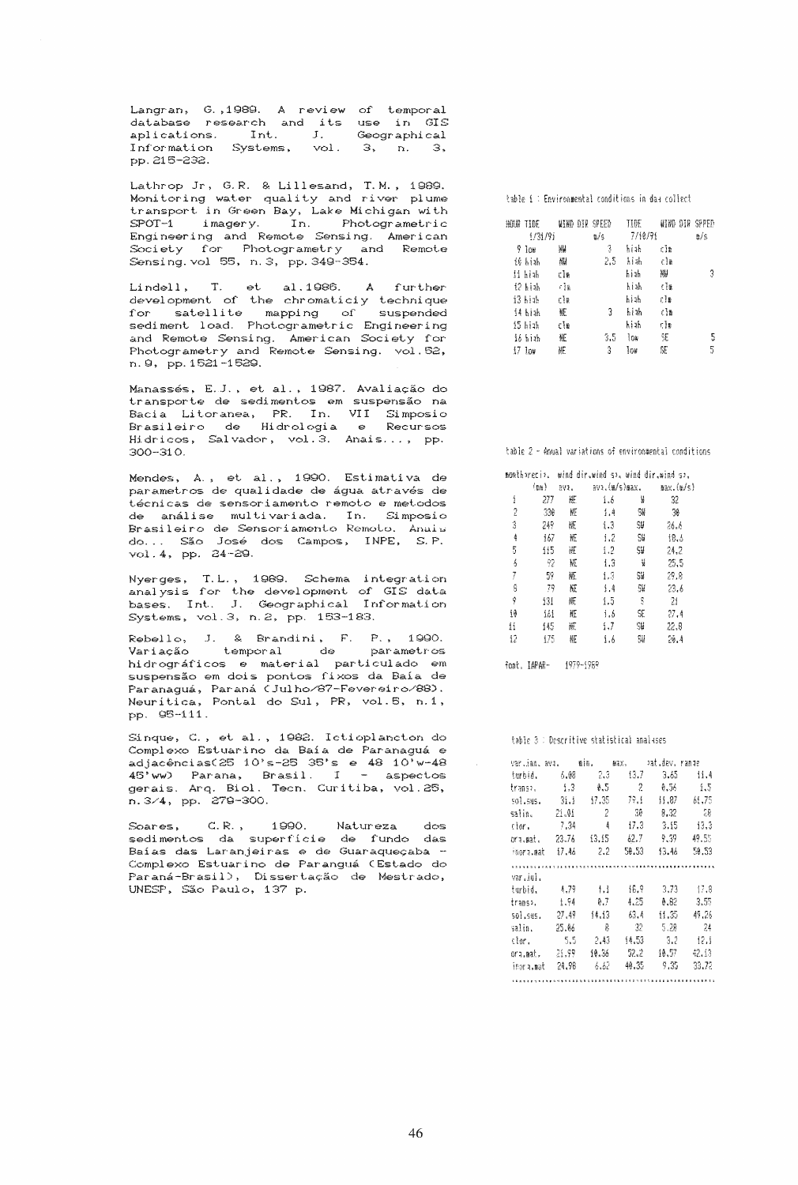Langran, G.,1989. A review of temporal database research and its use in GIS aplications. Int. J. Geographical Information Systems, vol. 3, n. 3, pp. 215-232.

Lathrop Jr, G.R. & Lillesand, T.M., 1989. Monitoring water quality and river plume transport in Green Bay, Lake Michigan with SPOT-1 imagery. In. Photogrametric Engineering and Remote Sensing. American Society for Photogrametry and Remote Sensing. vol 55, n. 3, pp. 349-354.

Lindell, T. et al. 1986. A further development of the chromaticiy technique for satellite mapping of suspended sediment load. Photogrametric Engineering and Remote Sensing. American Society for Photogrametry and Remote Sensing. vol. 52, n. 9, pp. 1521-1529.

Manassés, E.J., et al., 1987. Avaliação do transporte de sedimentos em suspensão na Bacia Litoranea, PR. In. VII Simposio Brasileiro de Hidrologia e Recursos Hidricos, Salvador, vol. 3. Anais..., pp. 300-310.

Mendes, A., et al., 1990. Estimativa de parametros de qualidade de água através de técnicas de sensoriamento remoto e metodos de análise multivariada. In. Simposio Brasileiro de Sensoriamento Remoto. Anais do... São José dos Campos, INPE, S.P. vol. 4, pp. 24-29.

Nyerges, T.L., 1989. Schema integration analysis for the development of GIS data bases. Int. J. Geographical Information Systems, vol. 3, n. 2, pp. 153-183.

Rebello, J. & Brandini, F. P., 1990. Variação temporal de parametros hidrográficos e material particulado em suspensão em dois pontos fixos da Baía de Paranaguá, Paraná (Julho/87-Fevereiro/88). Neuritica, Pontal do Sul, PR, vol. 5, n. 1, pp. 95-111.

Sinque, C., et al., 1982. Ictioplancton do Complexo Estuarino da Baía de Paranaguá e adjacências(25 10's-25 35's e 48 10'w-48 45'ww) Parana, Brasil. I - aspectos gerais. Arq. Biol. Tecn. Curitiba, vol. 25, n. 3/4, pp. 279-300.

Soares, C.R., 1990. Natureza dos sedimentos da superfície de fundo das Baías das Laranjeiras e de Guaraqueçaba - Complexo Estuarino de Paranguá (Estado do Paraná-Brasil), Dissertação de Mestrado, UNESP, São Paulo, 137 p.

table 1 : Environmental conditions in day collect

| HOUR | TIDE 1/31/91 | WIND DIR | SPEED m/s | TIDE 7/10/91 | WIND DIR | SPPED m/s |
|---|---|---|---|---|---|---|
| 9 | low | NW | 3 | high | clm | |
| 10 | high | NW | 2.5 | high | clm | |
| 11 | high | clm | | high | NW | 3 |
| 12 | high | clm | | high | clm | |
| 13 | high | clm | | high | clm | |
| 14 | high | NE | 3 | high | clm | |
| 15 | high | clm | | high | clm | |
| 16 | high | NE | 3.5 | low | SE | 5 |
| 17 | low | NE | 3 | low | SE | 5 |

table 2 - Anual variations of environmental conditions

| month | precip. (mm) | wind dir. avg. | wind sp. avg.(m/s) | wind dir. max. | wind sp. max.(m/s) |
|---|---|---|---|---|---|
| 1 | 277 | NE | 1.6 | W | 32 |
| 2 | 330 | NE | 1.4 | SW | 30 |
| 3 | 249 | NE | 1.3 | SW | 26.6 |
| 4 | 167 | NE | 1.2 | SW | 18.6 |
| 5 | 115 | NE | 1.2 | SW | 24.2 |
| 6 | 92 | NE | 1.3 | W | 25.5 |
| 7 | 59 | NE | 1.3 | SW | 29.8 |
| 8 | 79 | NE | 1.4 | SW | 23.6 |
| 9 | 131 | NE | 1.5 | S | 21 |
| 10 | 161 | NE | 1.6 | SE | 27.4 |
| 11 | 145 | NE | 1.7 | SW | 22.8 |
| 12 | 175 | NE | 1.6 | SW | 20.4 |

font. IAPAR- 1979-1989

table 3 : Descritive statistical analyses

| var.jan. | avg. | min. | max. | stat.dev. | range |
|---|---|---|---|---|---|
| turbid. | 6.08 | 2.3 | 13.7 | 3.65 | 11.4 |
| transp. | 1.3 | 0.5 | 2 | 0.56 | 1.5 |
| sol.sus. | 31.1 | 17.35 | 79.1 | 11.87 | 61.75 |
| salin. | 21.01 | 2 | 30 | 8.32 | 28 |
| clor. | 7.34 | 4 | 17.3 | 3.15 | 13.3 |
| org.mat. | 23.76 | 13.15 | 62.7 | 9.39 | 49.55 |
| inorg.mat | 17.46 | 2.2 | 58.53 | 13.46 | 58.53 |
| **var.jul.** | | | | | |
| turbid. | 4.79 | 1.1 | 18.9 | 3.73 | 17.8 |
| transp. | 1.94 | 0.7 | 4.25 | 0.82 | 3.55 |
| sol.sus. | 27.49 | 14.13 | 63.4 | 11.35 | 49.26 |
| salin. | 25.86 | 8 | 32 | 5.28 | 24 |
| clor. | 5.5 | 2.43 | 14.53 | 3.2 | 12.1 |
| org.mat. | 21.99 | 10.36 | 52.2 | 10.57 | 42.13 |
| inorg.mat | 24.98 | 6.62 | 40.35 | 9.35 | 33.73 |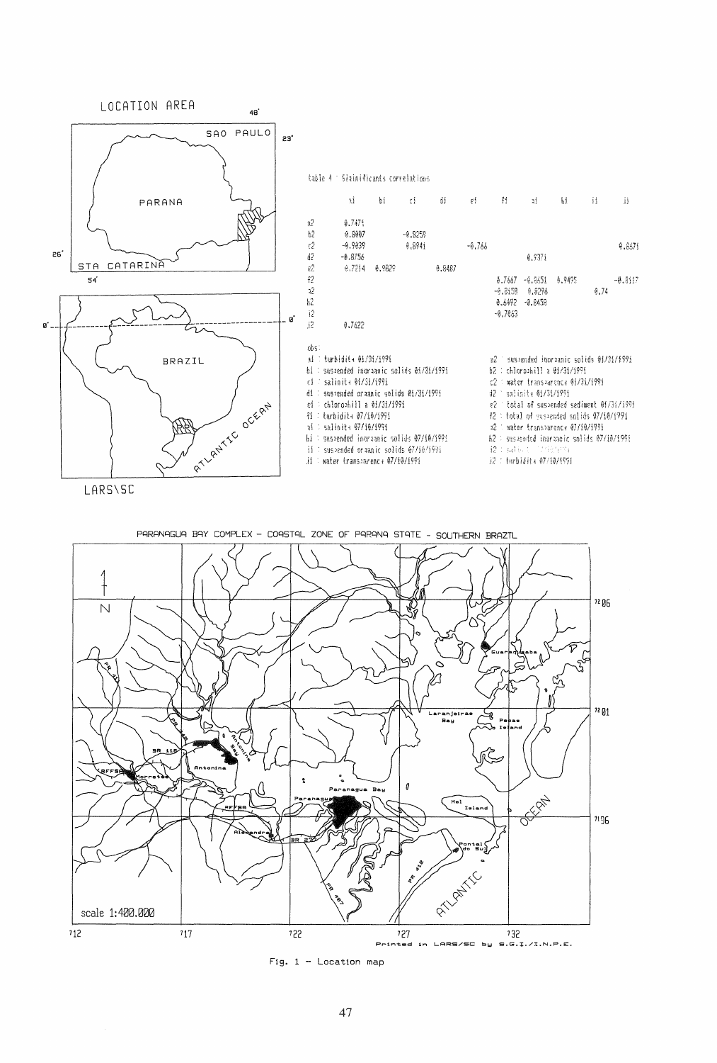table 4 : Significants correlations

| | a1 | b1 | c1 | d1 | e1 | f1 | g1 | h1 | i1 | j1 |
|---|---|---|---|---|---|---|---|---|---|---|
| a2 | 0.7471 | | | | | | | | | |
| b2 | 0.8007 | | -0.8258 | | | | | | | |
| c2 | -0.9839 | | 0.8941 | | -0.766 | | | | | 0.8671 |
| d2 | -0.8756 | | | | | | 0.9371 | | | |
| e2 | 0.7314 | 0.9829 | | 0.8487 | | | | | | |
| f2 | | | | | | 0.7667 | -0.8651 | 0.9495 | | -0.8117 |
| g2 | | | | | | -0.8158 | 0.8296 | | 0.74 | |
| h2 | | | | | | 0.6492 | -0.8458 | | | |
| i2 | | | | | | -0.7863 | | | | |
| j2 | 0.7622 | | | | | | | | | |

obs:

a1 : turbidity 01/31/1991
b1 : suspended inorganic solids 01/31/1991
c1 : salinity 01/31/1991
d1 : suspended organic solids 01/31/1991
e1 : chlorophill a 01/31/1991
f1 : turbidity 07/10/1991
g1 : salinity 07/10/1991
h1 : suspended inorganic solids 07/10/1991
i1 : suspended organic solids 07/10/1991
j1 : water transparency 07/10/1991

a2 : suspended inorganic solids 01/31/1991
b2 : chlorophill a 01/31/1991
c2 : water transparency 01/31/1991
d2 : salinity 01/31/1991
e2 : total of suspended sediment 01/31/1991
f2 : total of suspended solids 07/10/1991
g2 : water transparency 07/10/1991
h2 : suspended inorganic solids 07/10/1991
i2 : salinity 07/10/1991
j2 : turbidity 07/10/1991

Fig. 1 - Location map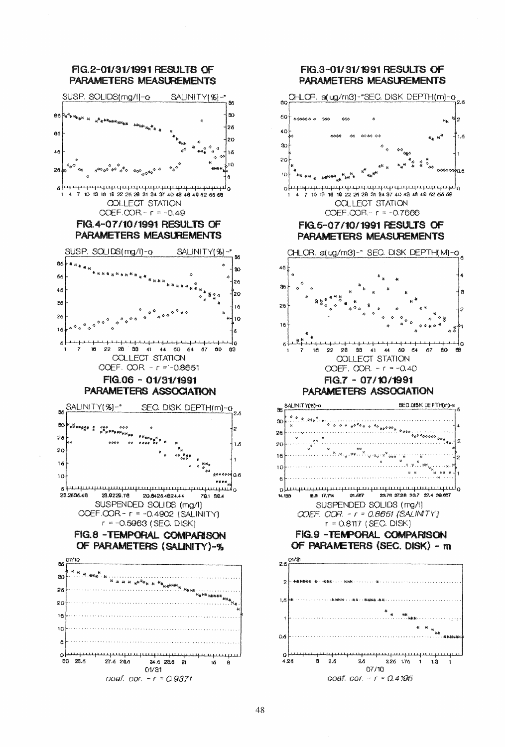## FIG.2-01/31/1991 RESULTS OF PARAMETERS MEASUREMENTS

SUSP. SOLIDS(mg/l)-o SALINITY(%)-*

COLLECT STATION

COEF.COR.- r = -0.49

## FIG.3-01/31/1991 RESULTS OF PARAMETERS MEASUREMENTS

CHLOR. a(ug/m3)-*SEC. DISK DEPTH(m)-o

COLLECT STATION

COEF.COR.- r = -0.7666

## FIG.4-07/10/1991 RESULTS OF PARAMETERS MEASUREMENTS

SUSP. SOLIDS(mg/l)-o SALINITY(%)-*

COLLECT STATION

COEF. COR. - r = -0.8651

## FIG.5-07/10/1991 RESULTS OF PARAMETERS MEASUREMENTS

CHLOR. a(ug/m3)-* SEC. DISK DEPTH(M)-o

COLLECT STATION

COEF. COR. - r = -0.40

## FIG.06 - 01/31/1991 PARAMETERS ASSOCIATION

SALINITY(%)-* SEC. DISK DEPTH(m)-o

SUSPENDED SOLIDS (mg/l)

COEF.COR.- r = -0.4902 (SALINITY)

r = -0.5963 (SEC. DISK)

## FIG.7 - 07/10/1991 PARAMETERS ASSOCIATION

SALINITY(%)-o SEC.DISK DEPTH(m)-x

SUSPENDED SOLIDS (mg/l)

*COEF. COR. - r = 0.8651 (SALINITY)*

r = 0.8117 (SEC. DISK)

## FIG.8 -TEMPORAL COMPARISON OF PARAMETERS (SALINITY)-%

07/10

01/31

*coef. cor. - r = 0.9371*

## FIG.9 -TEMPORAL COMPARISON OF PARAMETERS (SEC. DISK) - m

01/31

07/10

*coef. cor. - r = 0.4196*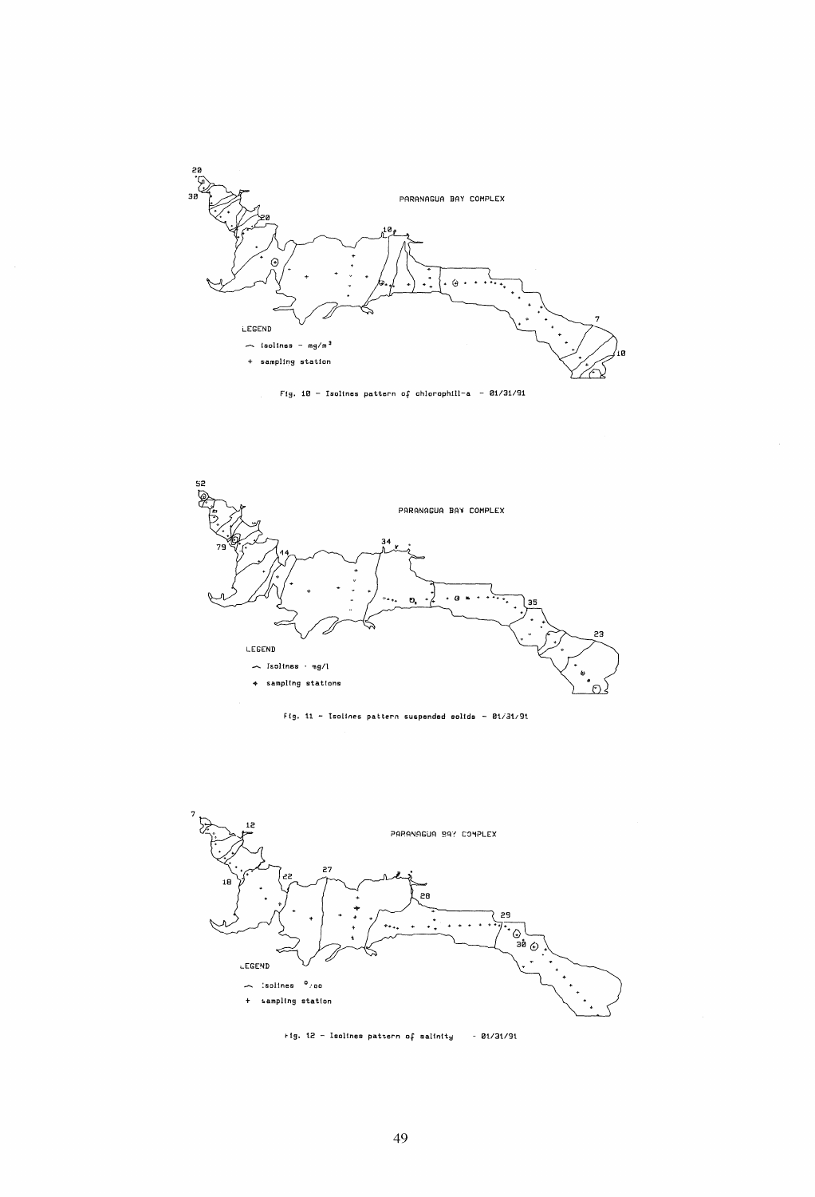20

30

PARANAGUA BAY COMPLEX

20

10

7

10

LEGEND

Isolines - mg/m$^3$

+ sampling station

Fig. 10 - Isolines pattern of chlorophill-a - 01/31/91

52

PARANAGUA BAY COMPLEX

79

44

34

35

23

LEGEND

Isolines - mg/l

+ sampling stations

Fig. 11 - Isolines pattern suspended solids - 01/31/91

7

12

PARANAGUA BAY COMPLEX

18

22

27

28

29

30

LEGEND

Isolines ‰

+ sampling station

Fig. 12 - Isolines pattern of salinity - 01/31/91